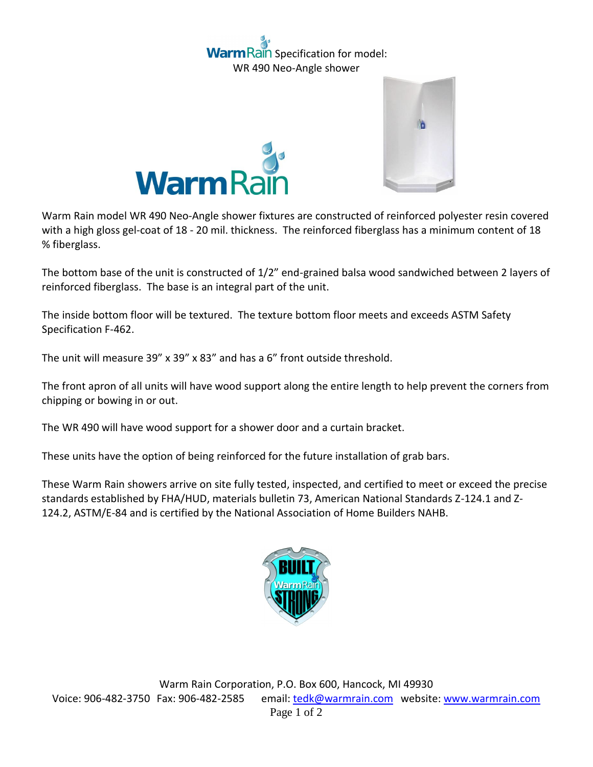# Warm Rain Specification for model:
## WR 490 Neo-Angle shower

Warm Rain model WR 490 Neo-Angle shower fixtures are constructed of reinforced polyester resin covered with a high gloss gel-coat of 18 - 20 mil. thickness. The reinforced fiberglass has a minimum content of 18 % fiberglass.

The bottom base of the unit is constructed of 1/2" end-grained balsa wood sandwiched between 2 layers of reinforced fiberglass. The base is an integral part of the unit.

The inside bottom floor will be textured. The texture bottom floor meets and exceeds ASTM Safety Specification F-462.

The unit will measure 39" x 39" x 83" and has a 6" front outside threshold.

The front apron of all units will have wood support along the entire length to help prevent the corners from chipping or bowing in or out.

The WR 490 will have wood support for a shower door and a curtain bracket.

These units have the option of being reinforced for the future installation of grab bars.

These Warm Rain showers arrive on site fully tested, inspected, and certified to meet or exceed the precise standards established by FHA/HUD, materials bulletin 73, American National Standards Z-124.1 and Z-124.2, ASTM/E-84 and is certified by the National Association of Home Builders NAHB.

Warm Rain Corporation, P.O. Box 600, Hancock, MI 49930
Voice: 906-482-3750 Fax: 906-482-2585 email: tedk@warmrain.com website: www.warmrain.com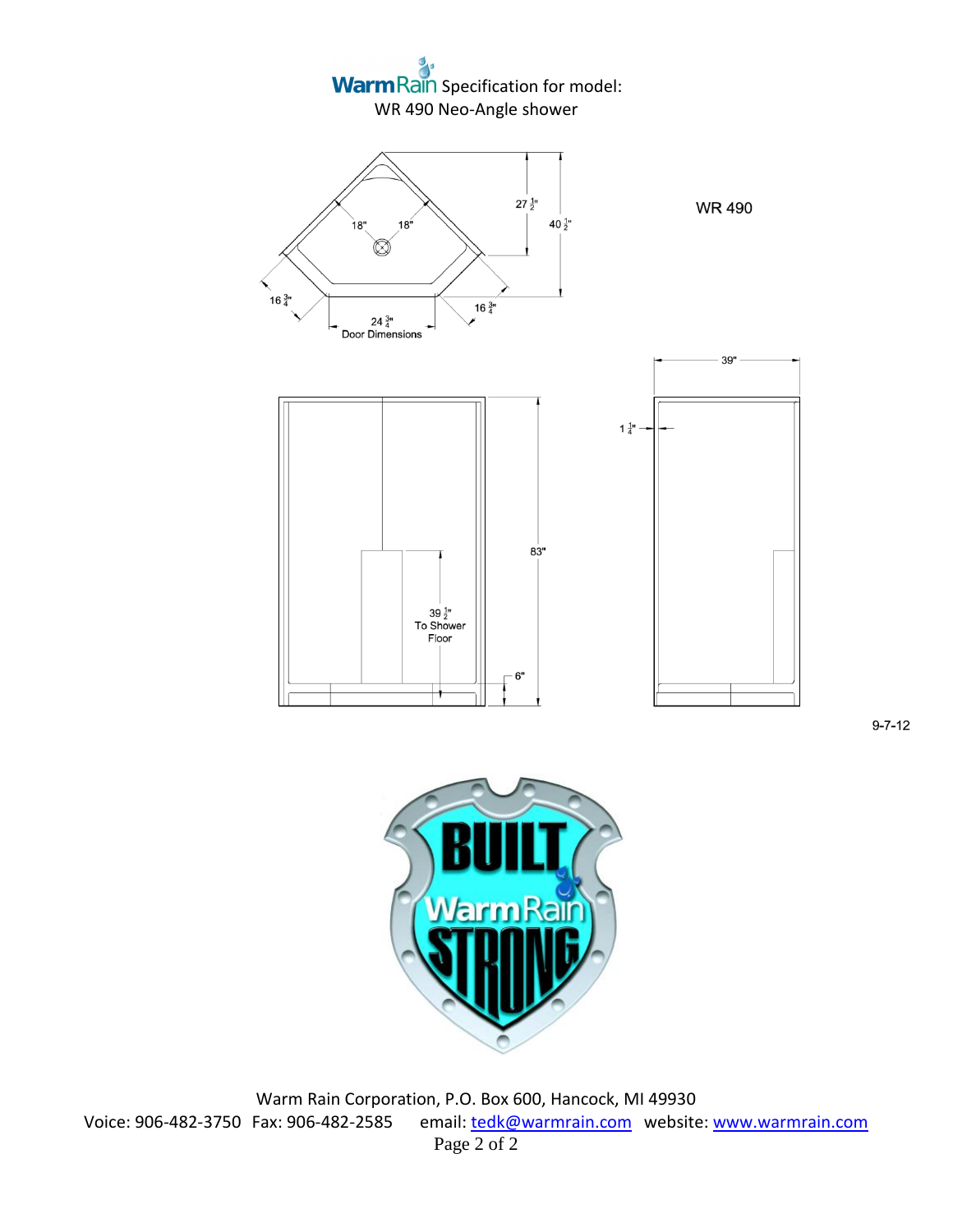WarmRain Specification for model:
WR 490 Neo-Angle shower

WR 490

18"

18"

27 1/2"

40 1/2"

16 3/4"

16 3/4"

24 3/4"
Door Dimensions

39"

1 1/4"

83"

39 1/2"
To Shower
Floor

6"

9-7-12

BUILT
WarmRain
STRONG

Warm Rain Corporation, P.O. Box 600, Hancock, MI 49930
Voice: 906-482-3750 Fax: 906-482-2585 email: tedk@warmrain.com website: www.warmrain.com